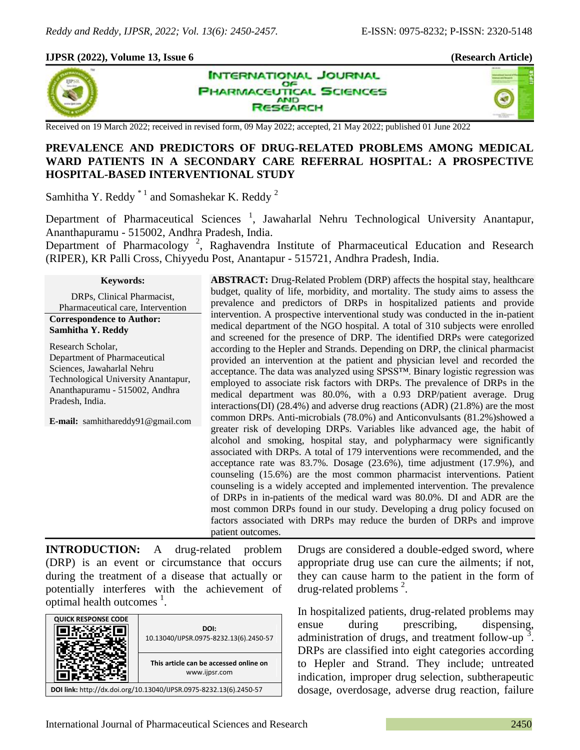**IJPSR (2022), Volume 13, Issue 6** **(Research Article)**

Received on 19 March 2022; received in revised form, 09 May 2022; accepted, 21 May 2022; published 01 June 2022

# PREVALENCE AND PREDICTORS OF DRUG-RELATED PROBLEMS AMONG MEDICAL WARD PATIENTS IN A SECONDARY CARE REFERRAL HOSPITAL: A PROSPECTIVE HOSPITAL-BASED INTERVENTIONAL STUDY

Samhitha Y. Reddy [*1] and Somashekar K. Reddy [2]

Department of Pharmaceutical Sciences [1], Jawaharlal Nehru Technological University Anantapur, Ananthapuramu - 515002, Andhra Pradesh, India.

Department of Pharmacology [2], Raghavendra Institute of Pharmaceutical Education and Research (RIPER), KR Palli Cross, Chiyyedu Post, Anantapur - 515721, Andhra Pradesh, India.

**Keywords:**

DRPs, Clinical Pharmacist, Pharmaceutical care, Intervention

**Correspondence to Author: Samhitha Y. Reddy**

Research Scholar,
Department of Pharmaceutical Sciences, Jawaharlal Nehru Technological University Anantapur, Ananthapuramu - 515002, Andhra Pradesh, India.

**E-mail:** samhithareddy91@gmail.com

**ABSTRACT:** Drug-Related Problem (DRP) affects the hospital stay, healthcare budget, quality of life, morbidity, and mortality. The study aims to assess the prevalence and predictors of DRPs in hospitalized patients and provide intervention. A prospective interventional study was conducted in the in-patient medical department of the NGO hospital. A total of 310 subjects were enrolled and screened for the presence of DRP. The identified DRPs were categorized according to the Hepler and Strands. Depending on DRP, the clinical pharmacist provided an intervention at the patient and physician level and recorded the acceptance. The data was analyzed using SPSS™. Binary logistic regression was employed to associate risk factors with DRPs. The prevalence of DRPs in the medical department was 80.0%, with a 0.93 DRP/patient average. Drug interactions(DI) (28.4%) and adverse drug reactions (ADR) (21.8%) are the most common DRPs. Anti-microbials (78.0%) and Anticonvulsants (81.2%)showed a greater risk of developing DRPs. Variables like advanced age, the habit of alcohol and smoking, hospital stay, and polypharmacy were significantly associated with DRPs. A total of 179 interventions were recommended, and the acceptance rate was 83.7%. Dosage (23.6%), time adjustment (17.9%), and counseling (15.6%) are the most common pharmacist interventions. Patient counseling is a widely accepted and implemented intervention. The prevalence of DRPs in in-patients of the medical ward was 80.0%. DI and ADR are the most common DRPs found in our study. Developing a drug policy focused on factors associated with DRPs may reduce the burden of DRPs and improve patient outcomes.

**INTRODUCTION:** A drug-related problem (DRP) is an event or circumstance that occurs during the treatment of a disease that actually or potentially interferes with the achievement of optimal health outcomes [1].

| QUICK RESPONSE CODE | DOI: 10.13040/IJPSR.0975-8232.13(6).2450-57 |
|---|---|
| | This article can be accessed online on www.ijpsr.com |
| DOI link: http://dx.doi.org/10.13040/IJPSR.0975-8232.13(6).2450-57 | |

Drugs are considered a double-edged sword, where appropriate drug use can cure the ailments; if not, they can cause harm to the patient in the form of drug-related problems [2].

In hospitalized patients, drug-related problems may ensue during prescribing, dispensing, administration of drugs, and treatment follow-up [3]. DRPs are classified into eight categories according to Hepler and Strand. They include; untreated indication, improper drug selection, subtherapeutic dosage, overdosage, adverse drug reaction, failure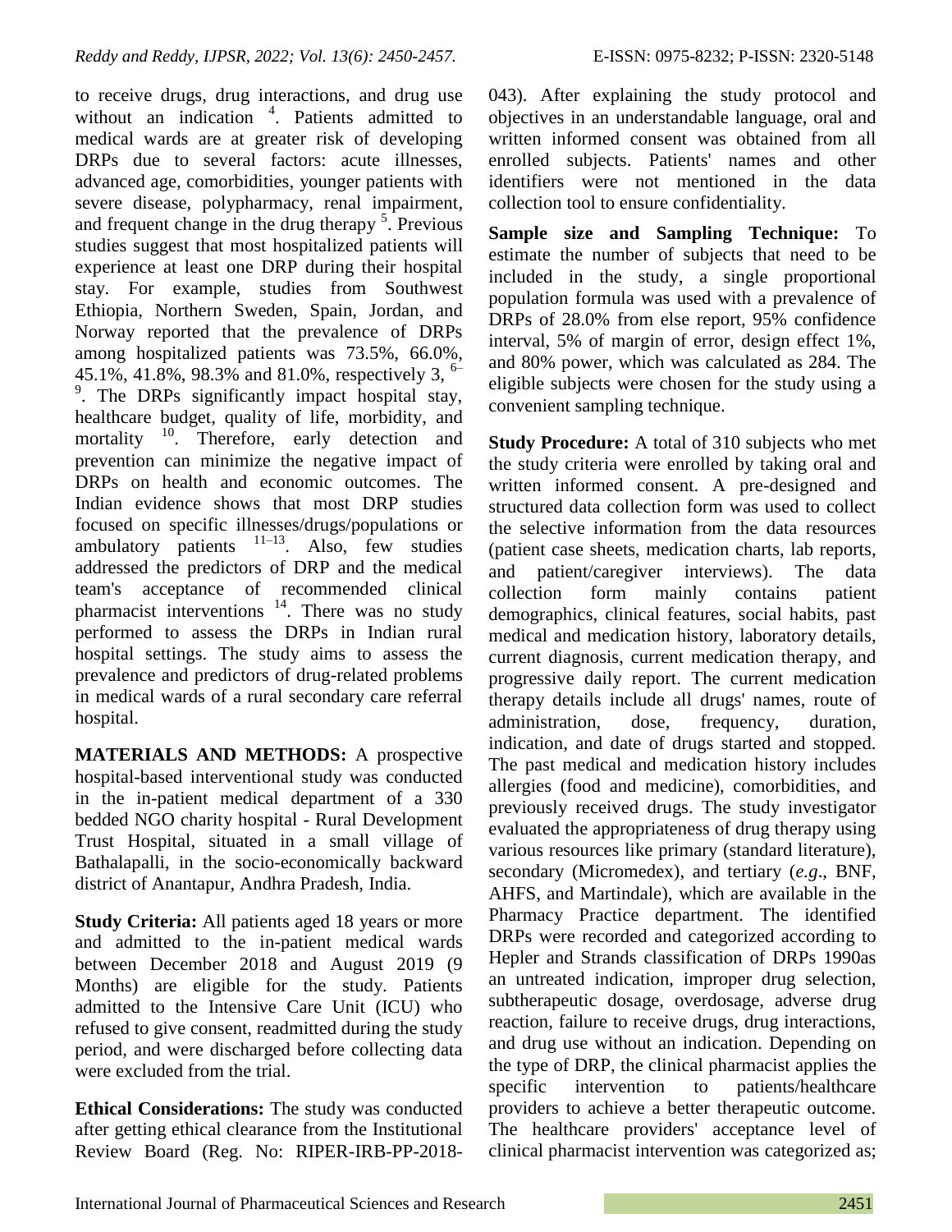to receive drugs, drug interactions, and drug use without an indication [4]. Patients admitted to medical wards are at greater risk of developing DRPs due to several factors: acute illnesses, advanced age, comorbidities, younger patients with severe disease, polypharmacy, renal impairment, and frequent change in the drug therapy [5]. Previous studies suggest that most hospitalized patients will experience at least one DRP during their hospital stay. For example, studies from Southwest Ethiopia, Northern Sweden, Spain, Jordan, and Norway reported that the prevalence of DRPs among hospitalized patients was 73.5%, 66.0%, 45.1%, 41.8%, 98.3% and 81.0%, respectively 3, [6–9]. The DRPs significantly impact hospital stay, healthcare budget, quality of life, morbidity, and mortality [10]. Therefore, early detection and prevention can minimize the negative impact of DRPs on health and economic outcomes. The Indian evidence shows that most DRP studies focused on specific illnesses/drugs/populations or ambulatory patients [11–13]. Also, few studies addressed the predictors of DRP and the medical team's acceptance of recommended clinical pharmacist interventions [14]. There was no study performed to assess the DRPs in Indian rural hospital settings. The study aims to assess the prevalence and predictors of drug-related problems in medical wards of a rural secondary care referral hospital.

**MATERIALS AND METHODS:** A prospective hospital-based interventional study was conducted in the in-patient medical department of a 330 bedded NGO charity hospital - Rural Development Trust Hospital, situated in a small village of Bathalapalli, in the socio-economically backward district of Anantapur, Andhra Pradesh, India.

**Study Criteria:** All patients aged 18 years or more and admitted to the in-patient medical wards between December 2018 and August 2019 (9 Months) are eligible for the study. Patients admitted to the Intensive Care Unit (ICU) who refused to give consent, readmitted during the study period, and were discharged before collecting data were excluded from the trial.

**Ethical Considerations:** The study was conducted after getting ethical clearance from the Institutional Review Board (Reg. No: RIPER-IRB-PP-2018-043). After explaining the study protocol and objectives in an understandable language, oral and written informed consent was obtained from all enrolled subjects. Patients' names and other identifiers were not mentioned in the data collection tool to ensure confidentiality.

**Sample size and Sampling Technique:** To estimate the number of subjects that need to be included in the study, a single proportional population formula was used with a prevalence of DRPs of 28.0% from else report, 95% confidence interval, 5% of margin of error, design effect 1%, and 80% power, which was calculated as 284. The eligible subjects were chosen for the study using a convenient sampling technique.

**Study Procedure:** A total of 310 subjects who met the study criteria were enrolled by taking oral and written informed consent. A pre-designed and structured data collection form was used to collect the selective information from the data resources (patient case sheets, medication charts, lab reports, and patient/caregiver interviews). The data collection form mainly contains patient demographics, clinical features, social habits, past medical and medication history, laboratory details, current diagnosis, current medication therapy, and progressive daily report. The current medication therapy details include all drugs' names, route of administration, dose, frequency, duration, indication, and date of drugs started and stopped. The past medical and medication history includes allergies (food and medicine), comorbidities, and previously received drugs. The study investigator evaluated the appropriateness of drug therapy using various resources like primary (standard literature), secondary (Micromedex), and tertiary (*e.g*., BNF, AHFS, and Martindale), which are available in the Pharmacy Practice department. The identified DRPs were recorded and categorized according to Hepler and Strands classification of DRPs 1990as an untreated indication, improper drug selection, subtherapeutic dosage, overdosage, adverse drug reaction, failure to receive drugs, drug interactions, and drug use without an indication. Depending on the type of DRP, the clinical pharmacist applies the specific intervention to patients/healthcare providers to achieve a better therapeutic outcome. The healthcare providers' acceptance level of clinical pharmacist intervention was categorized as;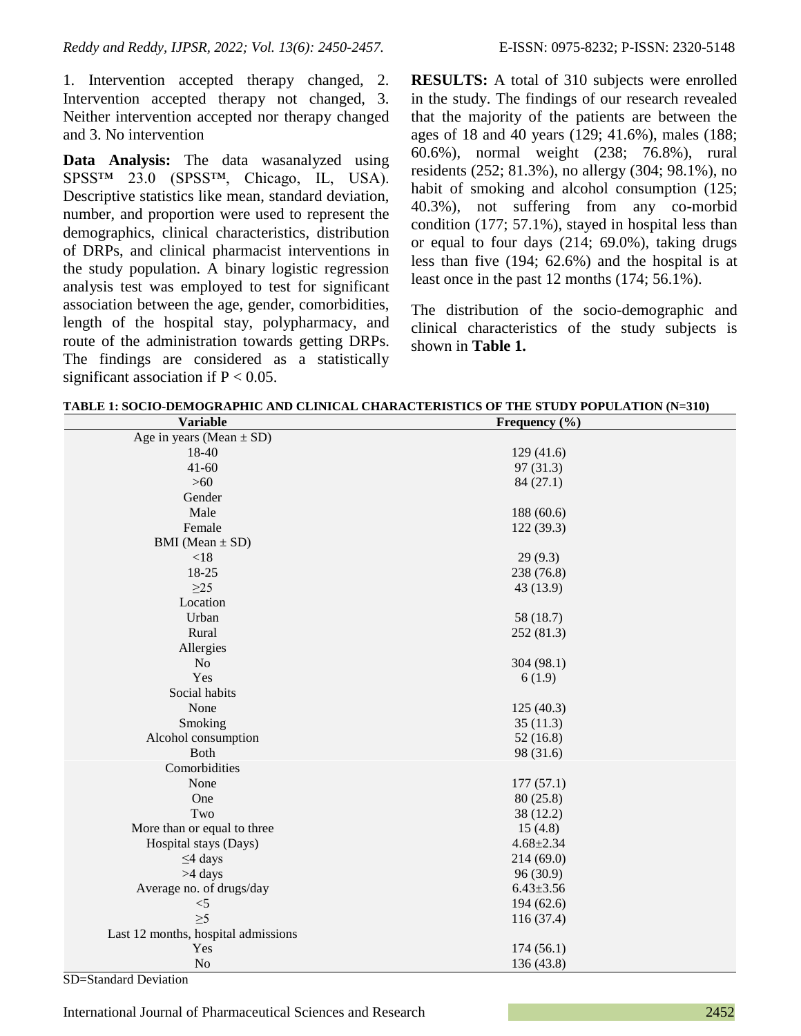1. Intervention accepted therapy changed, 2. Intervention accepted therapy not changed, 3. Neither intervention accepted nor therapy changed and 3. No intervention

**Data Analysis:** The data wasanalyzed using SPSS™ 23.0 (SPSS™, Chicago, IL, USA). Descriptive statistics like mean, standard deviation, number, and proportion were used to represent the demographics, clinical characteristics, distribution of DRPs, and clinical pharmacist interventions in the study population. A binary logistic regression analysis test was employed to test for significant association between the age, gender, comorbidities, length of the hospital stay, polypharmacy, and route of the administration towards getting DRPs. The findings are considered as a statistically significant association if $P < 0.05$.

**RESULTS:** A total of 310 subjects were enrolled in the study. The findings of our research revealed that the majority of the patients are between the ages of 18 and 40 years (129; 41.6%), males (188; 60.6%), normal weight (238; 76.8%), rural residents (252; 81.3%), no allergy (304; 98.1%), no habit of smoking and alcohol consumption (125; 40.3%), not suffering from any co-morbid condition (177; 57.1%), stayed in hospital less than or equal to four days (214; 69.0%), taking drugs less than five (194; 62.6%) and the hospital is at least once in the past 12 months (174; 56.1%).

The distribution of the socio-demographic and clinical characteristics of the study subjects is shown in **Table 1.**

**TABLE 1: SOCIO-DEMOGRAPHIC AND CLINICAL CHARACTERISTICS OF THE STUDY POPULATION (N=310)**

| Variable | Frequency (%) |
|---|---|
| Age in years (Mean ± SD) | |
| 18-40 | 129 (41.6) |
| 41-60 | 97 (31.3) |
| >60 | 84 (27.1) |
| Gender | |
| Male | 188 (60.6) |
| Female | 122 (39.3) |
| BMI (Mean ± SD) | |
| <18 | 29 (9.3) |
| 18-25 | 238 (76.8) |
| ≥25 | 43 (13.9) |
| Location | |
| Urban | 58 (18.7) |
| Rural | 252 (81.3) |
| Allergies | |
| No | 304 (98.1) |
| Yes | 6 (1.9) |
| Social habits | |
| None | 125 (40.3) |
| Smoking | 35 (11.3) |
| Alcohol consumption | 52 (16.8) |
| Both | 98 (31.6) |
| Comorbidities | |
| None | 177 (57.1) |
| One | 80 (25.8) |
| Two | 38 (12.2) |
| More than or equal to three | 15 (4.8) |
| Hospital stays (Days) | 4.68±2.34 |
| ≤4 days | 214 (69.0) |
| >4 days | 96 (30.9) |
| Average no. of drugs/day | 6.43±3.56 |
| <5 | 194 (62.6) |
| ≥5 | 116 (37.4) |
| Last 12 months, hospital admissions | |
| Yes | 174 (56.1) |
| No | 136 (43.8) |

SD=Standard Deviation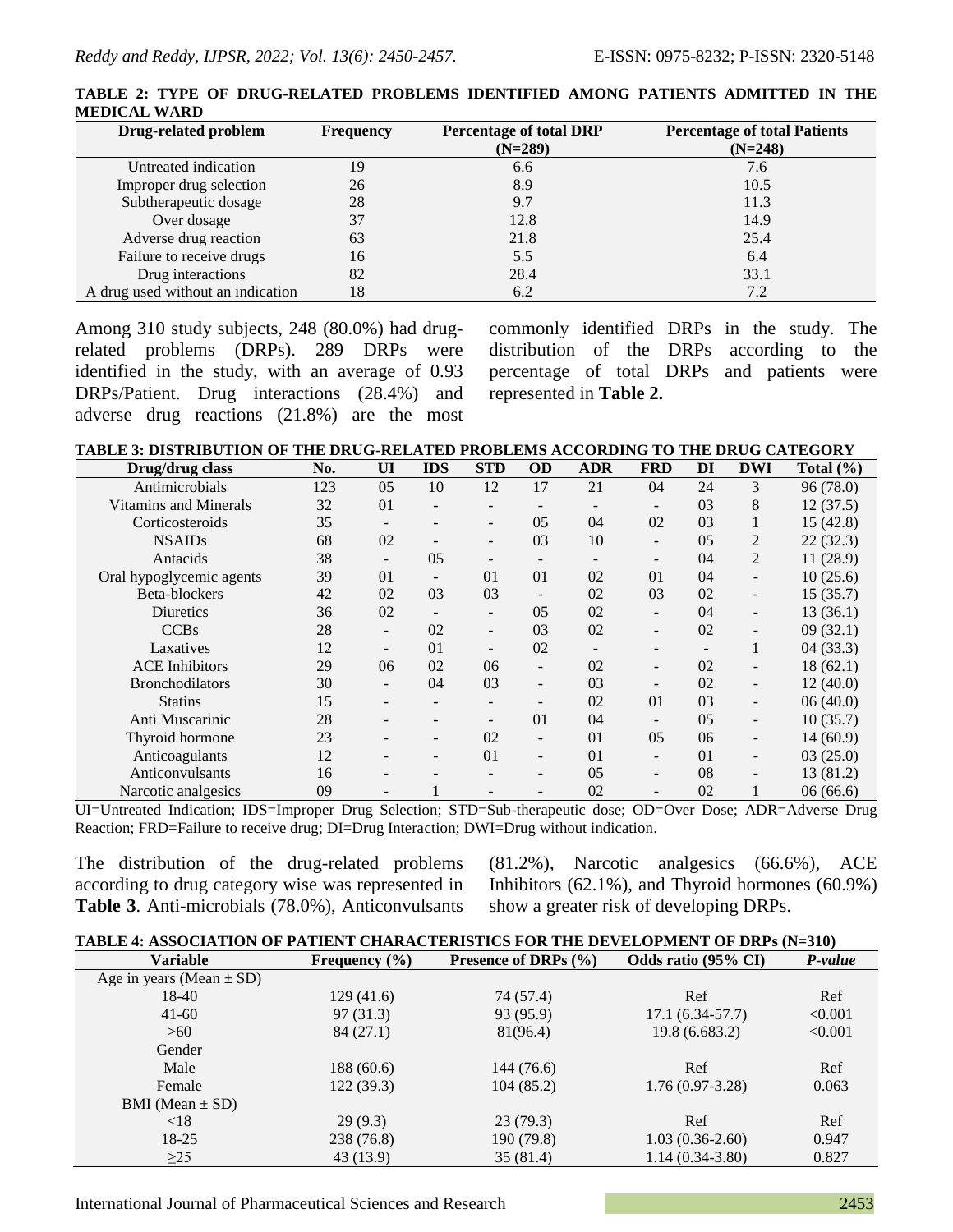**TABLE 2: TYPE OF DRUG-RELATED PROBLEMS IDENTIFIED AMONG PATIENTS ADMITTED IN THE MEDICAL WARD**

| Drug-related problem | Frequency | Percentage of total DRP (N=289) | Percentage of total Patients (N=248) |
|---|---|---|---|
| Untreated indication | 19 | 6.6 | 7.6 |
| Improper drug selection | 26 | 8.9 | 10.5 |
| Subtherapeutic dosage | 28 | 9.7 | 11.3 |
| Over dosage | 37 | 12.8 | 14.9 |
| Adverse drug reaction | 63 | 21.8 | 25.4 |
| Failure to receive drugs | 16 | 5.5 | 6.4 |
| Drug interactions | 82 | 28.4 | 33.1 |
| A drug used without an indication | 18 | 6.2 | 7.2 |

Among 310 study subjects, 248 (80.0%) had drug-related problems (DRPs). 289 DRPs were identified in the study, with an average of 0.93 DRPs/Patient. Drug interactions (28.4%) and adverse drug reactions (21.8%) are the most commonly identified DRPs in the study. The distribution of the DRPs according to the percentage of total DRPs and patients were represented in **Table 2.**

**TABLE 3: DISTRIBUTION OF THE DRUG-RELATED PROBLEMS ACCORDING TO THE DRUG CATEGORY**

| Drug/drug class | No. | UI | IDS | STD | OD | ADR | FRD | DI | DWI | Total (%) |
|---|---|---|---|---|---|---|---|---|---|---|
| Antimicrobials | 123 | 05 | 10 | 12 | 17 | 21 | 04 | 24 | 3 | 96 (78.0) |
| Vitamins and Minerals | 32 | 01 | - | - | - | - | - | 03 | 8 | 12 (37.5) |
| Corticosteroids | 35 | - | - | - | 05 | 04 | 02 | 03 | 1 | 15 (42.8) |
| NSAIDs | 68 | 02 | - | - | 03 | 10 | - | 05 | 2 | 22 (32.3) |
| Antacids | 38 | - | 05 | - | - | - | - | 04 | 2 | 11 (28.9) |
| Oral hypoglycemic agents | 39 | 01 | - | 01 | 01 | 02 | 01 | 04 | - | 10 (25.6) |
| Beta-blockers | 42 | 02 | 03 | 03 | - | 02 | 03 | 02 | - | 15 (35.7) |
| Diuretics | 36 | 02 | - | - | 05 | 02 | - | 04 | - | 13 (36.1) |
| CCBs | 28 | - | 02 | - | 03 | 02 | - | 02 | - | 09 (32.1) |
| Laxatives | 12 | - | 01 | - | 02 | - | - | - | 1 | 04 (33.3) |
| ACE Inhibitors | 29 | 06 | 02 | 06 | - | 02 | - | 02 | - | 18 (62.1) |
| Bronchodilators | 30 | - | 04 | 03 | - | 03 | - | 02 | - | 12 (40.0) |
| Statins | 15 | - | - | - | - | 02 | 01 | 03 | - | 06 (40.0) |
| Anti Muscarinic | 28 | - | - | - | 01 | 04 | - | 05 | - | 10 (35.7) |
| Thyroid hormone | 23 | - | - | 02 | - | 01 | 05 | 06 | - | 14 (60.9) |
| Anticoagulants | 12 | - | - | 01 | - | 01 | - | 01 | - | 03 (25.0) |
| Anticonvulsants | 16 | - | - | - | - | 05 | - | 08 | - | 13 (81.2) |
| Narcotic analgesics | 09 | - | 1 | - | - | 02 | - | 02 | 1 | 06 (66.6) |

UI=Untreated Indication; IDS=Improper Drug Selection; STD=Sub-therapeutic dose; OD=Over Dose; ADR=Adverse Drug Reaction; FRD=Failure to receive drug; DI=Drug Interaction; DWI=Drug without indication.

The distribution of the drug-related problems according to drug category wise was represented in **Table 3**. Anti-microbials (78.0%), Anticonvulsants (81.2%), Narcotic analgesics (66.6%), ACE Inhibitors (62.1%), and Thyroid hormones (60.9%) show a greater risk of developing DRPs.

**TABLE 4: ASSOCIATION OF PATIENT CHARACTERISTICS FOR THE DEVELOPMENT OF DRPs (N=310)**

| Variable | Frequency (%) | Presence of DRPs (%) | Odds ratio (95% CI) | *P-value* |
|---|---|---|---|---|
| Age in years (Mean ± SD) | | | | |
| 18-40 | 129 (41.6) | 74 (57.4) | Ref | Ref |
| 41-60 | 97 (31.3) | 93 (95.9) | 17.1 (6.34-57.7) | <0.001 |
| >60 | 84 (27.1) | 81(96.4) | 19.8 (6.683.2) | <0.001 |
| Gender | | | | |
| Male | 188 (60.6) | 144 (76.6) | Ref | Ref |
| Female | 122 (39.3) | 104 (85.2) | 1.76 (0.97-3.28) | 0.063 |
| BMI (Mean ± SD) | | | | |
| <18 | 29 (9.3) | 23 (79.3) | Ref | Ref |
| 18-25 | 238 (76.8) | 190 (79.8) | 1.03 (0.36-2.60) | 0.947 |
| ≥25 | 43 (13.9) | 35 (81.4) | 1.14 (0.34-3.80) | 0.827 |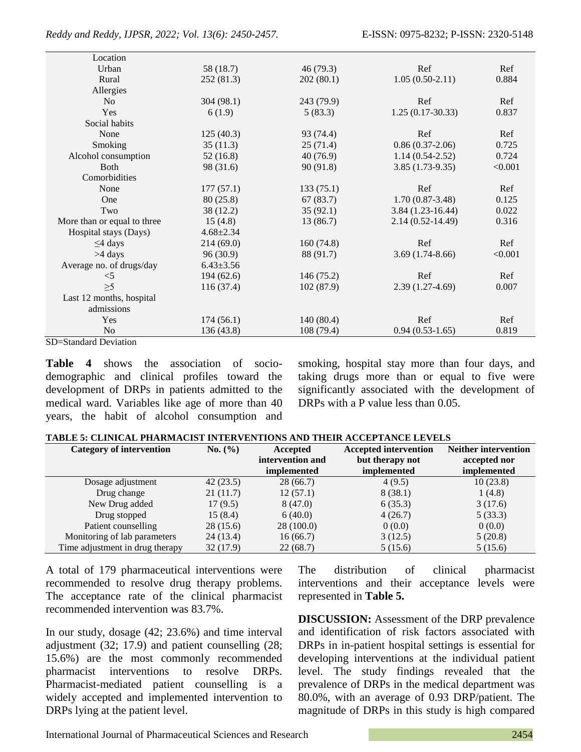| Location | | | | |
|---|---|---|---|---|
| Urban | 58 (18.7) | 46 (79.3) | Ref | Ref |
| Rural | 252 (81.3) | 202 (80.1) | 1.05 (0.50-2.11) | 0.884 |
| Allergies | | | | |
| No | 304 (98.1) | 243 (79.9) | Ref | Ref |
| Yes | 6 (1.9) | 5 (83.3) | 1.25 (0.17-30.33) | 0.837 |
| Social habits | | | | |
| None | 125 (40.3) | 93 (74.4) | Ref | Ref |
| Smoking | 35 (11.3) | 25 (71.4) | 0.86 (0.37-2.06) | 0.725 |
| Alcohol consumption | 52 (16.8) | 40 (76.9) | 1.14 (0.54-2.52) | 0.724 |
| Both | 98 (31.6) | 90 (91.8) | 3.85 (1.73-9.35) | <0.001 |
| Comorbidities | | | | |
| None | 177 (57.1) | 133 (75.1) | Ref | Ref |
| One | 80 (25.8) | 67 (83.7) | 1.70 (0.87-3.48) | 0.125 |
| Two | 38 (12.2) | 35 (92.1) | 3.84 (1.23-16.44) | 0.022 |
| More than or equal to three | 15 (4.8) | 13 (86.7) | 2.14 (0.52-14.49) | 0.316 |
| Hospital stays (Days) | 4.68±2.34 | | | |
| ≤4 days | 214 (69.0) | 160 (74.8) | Ref | Ref |
| >4 days | 96 (30.9) | 88 (91.7) | 3.69 (1.74-8.66) | <0.001 |
| Average no. of drugs/day | 6.43±3.56 | | | |
| <5 | 194 (62.6) | 146 (75.2) | Ref | Ref |
| ≥5 | 116 (37.4) | 102 (87.9) | 2.39 (1.27-4.69) | 0.007 |
| Last 12 months, hospital admissions | | | | |
| Yes | 174 (56.1) | 140 (80.4) | Ref | Ref |
| No | 136 (43.8) | 108 (79.4) | 0.94 (0.53-1.65) | 0.819 |

SD=Standard Deviation

**Table 4** shows the association of socio-demographic and clinical profiles toward the development of DRPs in patients admitted to the medical ward. Variables like age of more than 40 years, the habit of alcohol consumption and smoking, hospital stay more than four days, and taking drugs more than or equal to five were significantly associated with the development of DRPs with a P value less than 0.05.

**TABLE 5: CLINICAL PHARMACIST INTERVENTIONS AND THEIR ACCEPTANCE LEVELS**

| Category of intervention | No. (%) | Accepted intervention and implemented | Accepted intervention but therapy not implemented | Neither intervention accepted nor implemented |
|---|---|---|---|---|
| Dosage adjustment | 42 (23.5) | 28 (66.7) | 4 (9.5) | 10 (23.8) |
| Drug change | 21 (11.7) | 12 (57.1) | 8 (38.1) | 1 (4.8) |
| New Drug added | 17 (9.5) | 8 (47.0) | 6 (35.3) | 3 (17.6) |
| Drug stopped | 15 (8.4) | 6 (40.0) | 4 (26.7) | 5 (33.3) |
| Patient counselling | 28 (15.6) | 28 (100.0) | 0 (0.0) | 0 (0.0) |
| Monitoring of lab parameters | 24 (13.4) | 16 (66.7) | 3 (12.5) | 5 (20.8) |
| Time adjustment in drug therapy | 32 (17.9) | 22 (68.7) | 5 (15.6) | 5 (15.6) |

A total of 179 pharmaceutical interventions were recommended to resolve drug therapy problems. The acceptance rate of the clinical pharmacist recommended intervention was 83.7%.

In our study, dosage (42; 23.6%) and time interval adjustment (32; 17.9) and patient counselling (28; 15.6%) are the most commonly recommended pharmacist interventions to resolve DRPs. Pharmacist-mediated patient counselling is a widely accepted and implemented intervention to DRPs lying at the patient level.

The distribution of clinical pharmacist interventions and their acceptance levels were represented in **Table 5.**

**DISCUSSION:** Assessment of the DRP prevalence and identification of risk factors associated with DRPs in in-patient hospital settings is essential for developing interventions at the individual patient level. The study findings revealed that the prevalence of DRPs in the medical department was 80.0%, with an average of 0.93 DRP/patient. The magnitude of DRPs in this study is high compared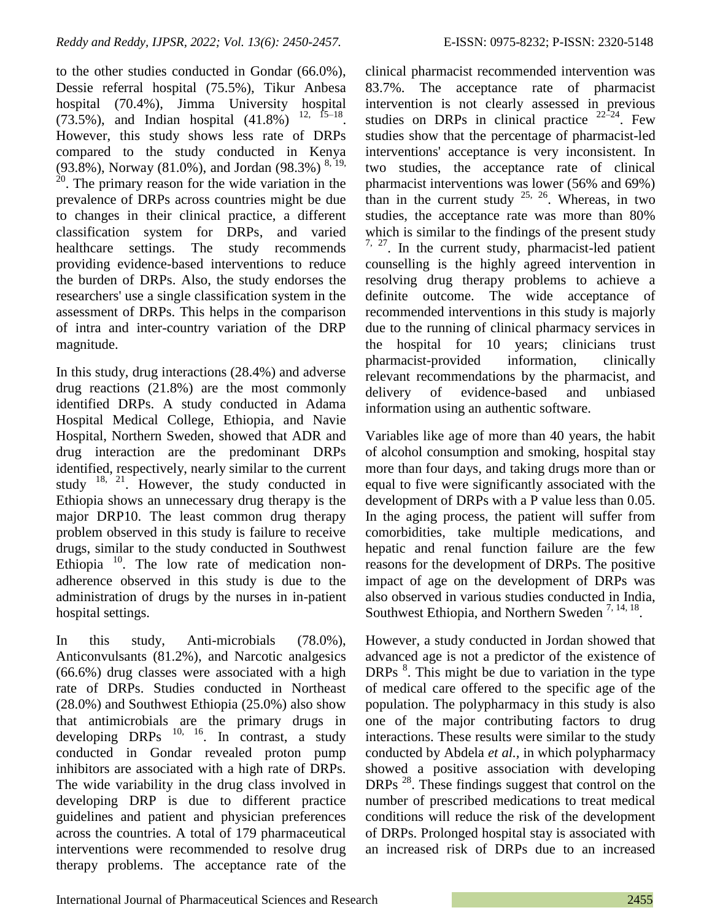to the other studies conducted in Gondar (66.0%), Dessie referral hospital (75.5%), Tikur Anbesa hospital (70.4%), Jimma University hospital (73.5%), and Indian hospital (41.8%) [12, 15–18]. However, this study shows less rate of DRPs compared to the study conducted in Kenya (93.8%), Norway (81.0%), and Jordan (98.3%) [8, 19, 20]. The primary reason for the wide variation in the prevalence of DRPs across countries might be due to changes in their clinical practice, a different classification system for DRPs, and varied healthcare settings. The study recommends providing evidence-based interventions to reduce the burden of DRPs. Also, the study endorses the researchers' use a single classification system in the assessment of DRPs. This helps in the comparison of intra and inter-country variation of the DRP magnitude.

In this study, drug interactions (28.4%) and adverse drug reactions (21.8%) are the most commonly identified DRPs. A study conducted in Adama Hospital Medical College, Ethiopia, and Navie Hospital, Northern Sweden, showed that ADR and drug interaction are the predominant DRPs identified, respectively, nearly similar to the current study [18, 21]. However, the study conducted in Ethiopia shows an unnecessary drug therapy is the major DRP10. The least common drug therapy problem observed in this study is failure to receive drugs, similar to the study conducted in Southwest Ethiopia [10]. The low rate of medication non-adherence observed in this study is due to the administration of drugs by the nurses in in-patient hospital settings.

In this study, Anti-microbials (78.0%), Anticonvulsants (81.2%), and Narcotic analgesics (66.6%) drug classes were associated with a high rate of DRPs. Studies conducted in Northeast (28.0%) and Southwest Ethiopia (25.0%) also show that antimicrobials are the primary drugs in developing DRPs [10, 16]. In contrast, a study conducted in Gondar revealed proton pump inhibitors are associated with a high rate of DRPs. The wide variability in the drug class involved in developing DRP is due to different practice guidelines and patient and physician preferences across the countries. A total of 179 pharmaceutical interventions were recommended to resolve drug therapy problems. The acceptance rate of the clinical pharmacist recommended intervention was 83.7%. The acceptance rate of pharmacist intervention is not clearly assessed in previous studies on DRPs in clinical practice [22–24]. Few studies show that the percentage of pharmacist-led interventions' acceptance is very inconsistent. In two studies, the acceptance rate of clinical pharmacist interventions was lower (56% and 69%) than in the current study [25, 26]. Whereas, in two studies, the acceptance rate was more than 80% which is similar to the findings of the present study [7, 27]. In the current study, pharmacist-led patient counselling is the highly agreed intervention in resolving drug therapy problems to achieve a definite outcome. The wide acceptance of recommended interventions in this study is majorly due to the running of clinical pharmacy services in the hospital for 10 years; clinicians trust pharmacist-provided information, clinically relevant recommendations by the pharmacist, and delivery of evidence-based and unbiased information using an authentic software.

Variables like age of more than 40 years, the habit of alcohol consumption and smoking, hospital stay more than four days, and taking drugs more than or equal to five were significantly associated with the development of DRPs with a P value less than 0.05. In the aging process, the patient will suffer from comorbidities, take multiple medications, and hepatic and renal function failure are the few reasons for the development of DRPs. The positive impact of age on the development of DRPs was also observed in various studies conducted in India, Southwest Ethiopia, and Northern Sweden [7, 14, 18].

However, a study conducted in Jordan showed that advanced age is not a predictor of the existence of DRPs [8]. This might be due to variation in the type of medical care offered to the specific age of the population. The polypharmacy in this study is also one of the major contributing factors to drug interactions. These results were similar to the study conducted by Abdela *et al.*, in which polypharmacy showed a positive association with developing DRPs [28]. These findings suggest that control on the number of prescribed medications to treat medical conditions will reduce the risk of the development of DRPs. Prolonged hospital stay is associated with an increased risk of DRPs due to an increased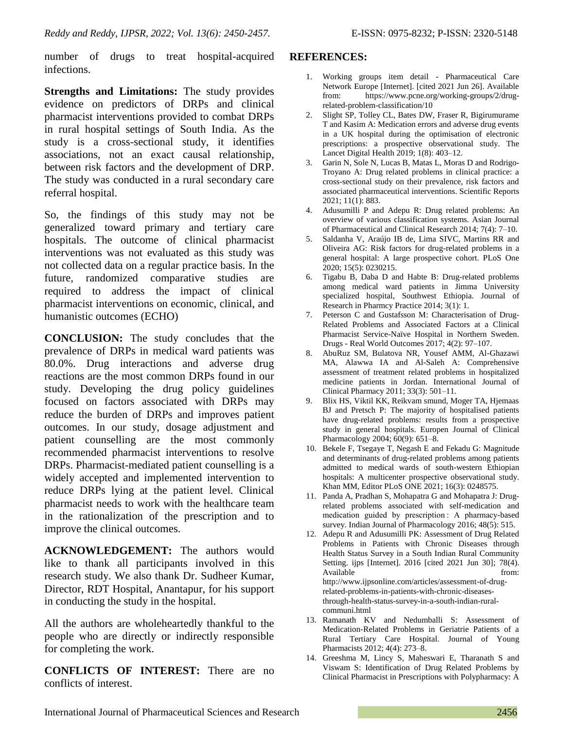number of drugs to treat hospital-acquired infections.

**Strengths and Limitations:** The study provides evidence on predictors of DRPs and clinical pharmacist interventions provided to combat DRPs in rural hospital settings of South India. As the study is a cross-sectional study, it identifies associations, not an exact causal relationship, between risk factors and the development of DRP. The study was conducted in a rural secondary care referral hospital.

So, the findings of this study may not be generalized toward primary and tertiary care hospitals. The outcome of clinical pharmacist interventions was not evaluated as this study was not collected data on a regular practice basis. In the future, randomized comparative studies are required to address the impact of clinical pharmacist interventions on economic, clinical, and humanistic outcomes (ECHO)

**CONCLUSION:** The study concludes that the prevalence of DRPs in medical ward patients was 80.0%. Drug interactions and adverse drug reactions are the most common DRPs found in our study. Developing the drug policy guidelines focused on factors associated with DRPs may reduce the burden of DRPs and improves patient outcomes. In our study, dosage adjustment and patient counselling are the most commonly recommended pharmacist interventions to resolve DRPs. Pharmacist-mediated patient counselling is a widely accepted and implemented intervention to reduce DRPs lying at the patient level. Clinical pharmacist needs to work with the healthcare team in the rationalization of the prescription and to improve the clinical outcomes.

**ACKNOWLEDGEMENT:** The authors would like to thank all participants involved in this research study. We also thank Dr. Sudheer Kumar, Director, RDT Hospital, Anantapur, for his support in conducting the study in the hospital.

All the authors are wholeheartedly thankful to the people who are directly or indirectly responsible for completing the work.

**CONFLICTS OF INTEREST:** There are no conflicts of interest.

## REFERENCES:

1. Working groups item detail - Pharmaceutical Care Network Europe [Internet]. [cited 2021 Jun 26]. Available from: https://www.pcne.org/working-groups/2/drug-related-problem-classification/10
2. Slight SP, Tolley CL, Bates DW, Fraser R, Bigirumurame T and Kasim A: Medication errors and adverse drug events in a UK hospital during the optimisation of electronic prescriptions: a prospective observational study. The Lancet Digital Health 2019; 1(8): 403–12.
3. Garin N, Sole N, Lucas B, Matas L, Moras D and Rodrigo-Troyano A: Drug related problems in clinical practice: a cross-sectional study on their prevalence, risk factors and associated pharmaceutical interventions. Scientific Reports 2021; 11(1): 883.
4. Adusumilli P and Adepu R: Drug related problems: An overview of various classification systems. Asian Journal of Pharmaceutical and Clinical Research 2014; 7(4): 7–10.
5. Saldanha V, Araújo IB de, Lima SIVC, Martins RR and Oliveira AG: Risk factors for drug-related problems in a general hospital: A large prospective cohort. PLoS One 2020; 15(5): 0230215.
6. Tigabu B, Daba D and Habte B: Drug-related problems among medical ward patients in Jimma University specialized hospital, Southwest Ethiopia. Journal of Research in Pharmcy Practice 2014; 3(1): 1.
7. Peterson C and Gustafsson M: Characterisation of Drug-Related Problems and Associated Factors at a Clinical Pharmacist Service-Naïve Hospital in Northern Sweden. Drugs - Real World Outcomes 2017; 4(2): 97–107.
8. AbuRuz SM, Bulatova NR, Yousef AMM, Al-Ghazawi MA, Alawwa IA and Al-Saleh A: Comprehensive assessment of treatment related problems in hospitalized medicine patients in Jordan. International Journal of Clinical Pharmacy 2011; 33(3): 501–11.
9. Blix HS, Viktil KK, Reikvam smund, Moger TA, Hjemaas BJ and Pretsch P: The majority of hospitalised patients have drug-related problems: results from a prospective study in general hospitals. Europen Journal of Clinical Pharmacology 2004; 60(9): 651–8.
10. Bekele F, Tsegaye T, Negash E and Fekadu G: Magnitude and determinants of drug-related problems among patients admitted to medical wards of south-western Ethiopian hospitals: A multicenter prospective observational study. Khan MM, Editor PLoS ONE 2021; 16(3): 0248575.
11. Panda A, Pradhan S, Mohapatra G and Mohapatra J: Drug-related problems associated with self-medication and medication guided by prescription : A pharmacy-based survey. Indian Journal of Pharmacology 2016; 48(5): 515.
12. Adepu R and Adusumilli PK: Assessment of Drug Related Problems in Patients with Chronic Diseases through Health Status Survey in a South Indian Rural Community Setting. ijps [Internet]. 2016 [cited 2021 Jun 30]; 78(4). Available from: http://www.ijpsonline.com/articles/assessment-of-drug-related-problems-in-patients-with-chronic-diseases-through-health-status-survey-in-a-south-indian-rural-communi.html
13. Ramanath KV and Nedumballi S: Assessment of Medication-Related Problems in Geriatric Patients of a Rural Tertiary Care Hospital. Journal of Young Pharmacists 2012; 4(4): 273–8.
14. Greeshma M, Lincy S, Maheswari E, Tharanath S and Viswam S: Identification of Drug Related Problems by Clinical Pharmacist in Prescriptions with Polypharmacy: A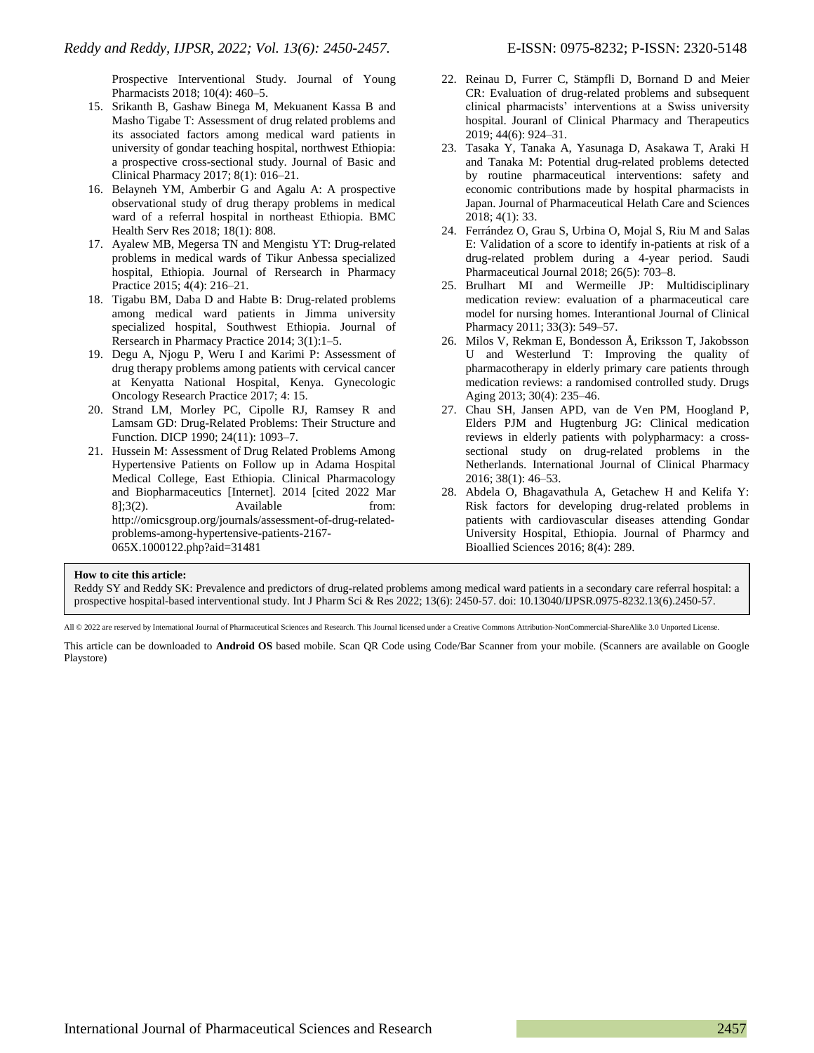Prospective Interventional Study. Journal of Young Pharmacists 2018; 10(4): 460–5.

15. Srikanth B, Gashaw Binega M, Mekuanent Kassa B and Masho Tigabe T: Assessment of drug related problems and its associated factors among medical ward patients in university of gondar teaching hospital, northwest Ethiopia: a prospective cross-sectional study. Journal of Basic and Clinical Pharmacy 2017; 8(1): 016–21.
16. Belayneh YM, Amberbir G and Agalu A: A prospective observational study of drug therapy problems in medical ward of a referral hospital in northeast Ethiopia. BMC Health Serv Res 2018; 18(1): 808.
17. Ayalew MB, Megersa TN and Mengistu YT: Drug-related problems in medical wards of Tikur Anbessa specialized hospital, Ethiopia. Journal of Rersearch in Pharmacy Practice 2015; 4(4): 216–21.
18. Tigabu BM, Daba D and Habte B: Drug-related problems among medical ward patients in Jimma university specialized hospital, Southwest Ethiopia. Journal of Rersearch in Pharmacy Practice 2014; 3(1):1–5.
19. Degu A, Njogu P, Weru I and Karimi P: Assessment of drug therapy problems among patients with cervical cancer at Kenyatta National Hospital, Kenya. Gynecologic Oncology Research Practice 2017; 4: 15.
20. Strand LM, Morley PC, Cipolle RJ, Ramsey R and Lamsam GD: Drug-Related Problems: Their Structure and Function. DICP 1990; 24(11): 1093–7.
21. Hussein M: Assessment of Drug Related Problems Among Hypertensive Patients on Follow up in Adama Hospital Medical College, East Ethiopia. Clinical Pharmacology and Biopharmaceutics [Internet]. 2014 [cited 2022 Mar 8];3(2). Available from: http://omicsgroup.org/journals/assessment-of-drug-related-problems-among-hypertensive-patients-2167-065X.1000122.php?aid=31481
22. Reinau D, Furrer C, Stämpfli D, Bornand D and Meier CR: Evaluation of drug-related problems and subsequent clinical pharmacists' interventions at a Swiss university hospital. Jouranl of Clinical Pharmacy and Therapeutics 2019; 44(6): 924–31.
23. Tasaka Y, Tanaka A, Yasunaga D, Asakawa T, Araki H and Tanaka M: Potential drug-related problems detected by routine pharmaceutical interventions: safety and economic contributions made by hospital pharmacists in Japan. Journal of Pharmaceutical Helath Care and Sciences 2018; 4(1): 33.
24. Ferrández O, Grau S, Urbina O, Mojal S, Riu M and Salas E: Validation of a score to identify in-patients at risk of a drug-related problem during a 4-year period. Saudi Pharmaceutical Journal 2018; 26(5): 703–8.
25. Brulhart MI and Wermeille JP: Multidisciplinary medication review: evaluation of a pharmaceutical care model for nursing homes. Interantional Journal of Clinical Pharmacy 2011; 33(3): 549–57.
26. Milos V, Rekman E, Bondesson Å, Eriksson T, Jakobsson U and Westerlund T: Improving the quality of pharmacotherapy in elderly primary care patients through medication reviews: a randomised controlled study. Drugs Aging 2013; 30(4): 235–46.
27. Chau SH, Jansen APD, van de Ven PM, Hoogland P, Elders PJM and Hugtenburg JG: Clinical medication reviews in elderly patients with polypharmacy: a cross-sectional study on drug-related problems in the Netherlands. International Journal of Clinical Pharmacy 2016; 38(1): 46–53.
28. Abdela O, Bhagavathula A, Getachew H and Kelifa Y: Risk factors for developing drug-related problems in patients with cardiovascular diseases attending Gondar University Hospital, Ethiopia. Journal of Pharmcy and Bioallied Sciences 2016; 8(4): 289.

**How to cite this article:**

Reddy SY and Reddy SK: Prevalence and predictors of drug-related problems among medical ward patients in a secondary care referral hospital: a prospective hospital-based interventional study. Int J Pharm Sci & Res 2022; 13(6): 2450-57. doi: 10.13040/IJPSR.0975-8232.13(6).2450-57.

All © 2022 are reserved by International Journal of Pharmaceutical Sciences and Research. This Journal licensed under a Creative Commons Attribution-NonCommercial-ShareAlike 3.0 Unported License.

This article can be downloaded to **Android OS** based mobile. Scan QR Code using Code/Bar Scanner from your mobile. (Scanners are available on Google Playstore)